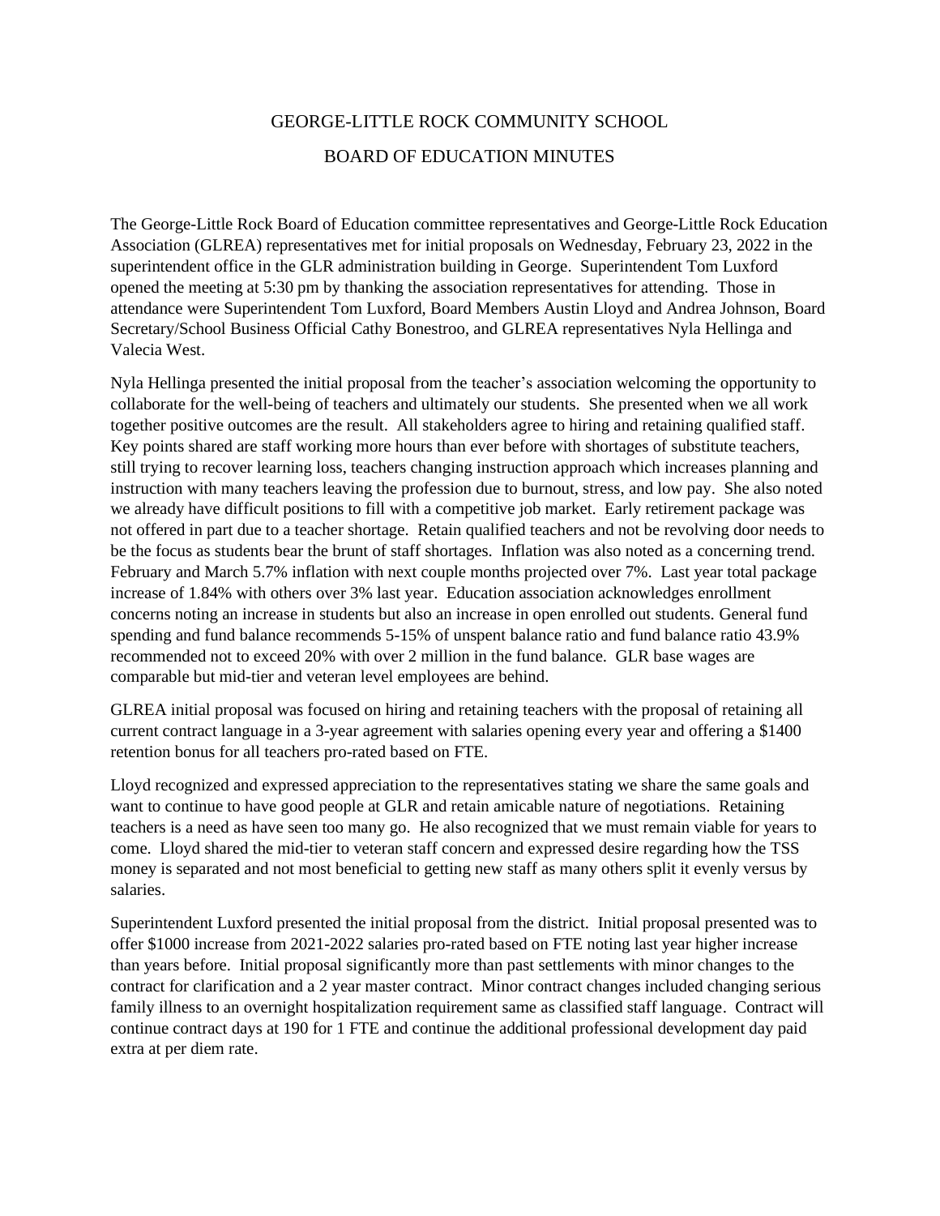# GEORGE-LITTLE ROCK COMMUNITY SCHOOL

## BOARD OF EDUCATION MINUTES

The George-Little Rock Board of Education committee representatives and George-Little Rock Education Association (GLREA) representatives met for initial proposals on Wednesday, February 23, 2022 in the superintendent office in the GLR administration building in George. Superintendent Tom Luxford opened the meeting at 5:30 pm by thanking the association representatives for attending. Those in attendance were Superintendent Tom Luxford, Board Members Austin Lloyd and Andrea Johnson, Board Secretary/School Business Official Cathy Bonestroo, and GLREA representatives Nyla Hellinga and Valecia West.

Nyla Hellinga presented the initial proposal from the teacher's association welcoming the opportunity to collaborate for the well-being of teachers and ultimately our students. She presented when we all work together positive outcomes are the result. All stakeholders agree to hiring and retaining qualified staff. Key points shared are staff working more hours than ever before with shortages of substitute teachers, still trying to recover learning loss, teachers changing instruction approach which increases planning and instruction with many teachers leaving the profession due to burnout, stress, and low pay. She also noted we already have difficult positions to fill with a competitive job market. Early retirement package was not offered in part due to a teacher shortage. Retain qualified teachers and not be revolving door needs to be the focus as students bear the brunt of staff shortages. Inflation was also noted as a concerning trend. February and March 5.7% inflation with next couple months projected over 7%. Last year total package increase of 1.84% with others over 3% last year. Education association acknowledges enrollment concerns noting an increase in students but also an increase in open enrolled out students. General fund spending and fund balance recommends 5-15% of unspent balance ratio and fund balance ratio 43.9% recommended not to exceed 20% with over 2 million in the fund balance. GLR base wages are comparable but mid-tier and veteran level employees are behind.

GLREA initial proposal was focused on hiring and retaining teachers with the proposal of retaining all current contract language in a 3-year agreement with salaries opening every year and offering a $1400 retention bonus for all teachers pro-rated based on FTE.

Lloyd recognized and expressed appreciation to the representatives stating we share the same goals and want to continue to have good people at GLR and retain amicable nature of negotiations. Retaining teachers is a need as have seen too many go. He also recognized that we must remain viable for years to come. Lloyd shared the mid-tier to veteran staff concern and expressed desire regarding how the TSS money is separated and not most beneficial to getting new staff as many others split it evenly versus by salaries.

Superintendent Luxford presented the initial proposal from the district. Initial proposal presented was to offer $1000 increase from 2021-2022 salaries pro-rated based on FTE noting last year higher increase than years before. Initial proposal significantly more than past settlements with minor changes to the contract for clarification and a 2 year master contract. Minor contract changes included changing serious family illness to an overnight hospitalization requirement same as classified staff language. Contract will continue contract days at 190 for 1 FTE and continue the additional professional development day paid extra at per diem rate.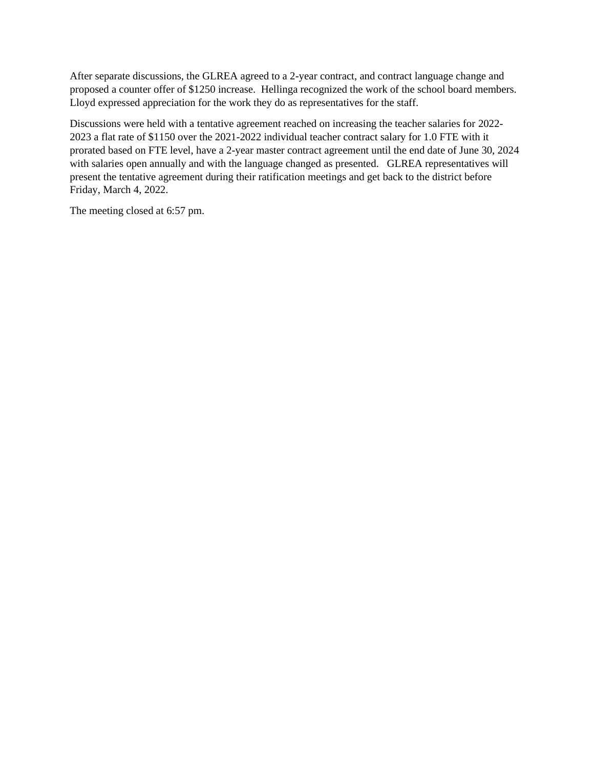After separate discussions, the GLREA agreed to a 2-year contract, and contract language change and proposed a counter offer of $1250 increase.  Hellinga recognized the work of the school board members. Lloyd expressed appreciation for the work they do as representatives for the staff.

Discussions were held with a tentative agreement reached on increasing the teacher salaries for 2022-2023 a flat rate of $1150 over the 2021-2022 individual teacher contract salary for 1.0 FTE with it prorated based on FTE level, have a 2-year master contract agreement until the end date of June 30, 2024 with salaries open annually and with the language changed as presented.   GLREA representatives will present the tentative agreement during their ratification meetings and get back to the district before Friday, March 4, 2022.

The meeting closed at 6:57 pm.